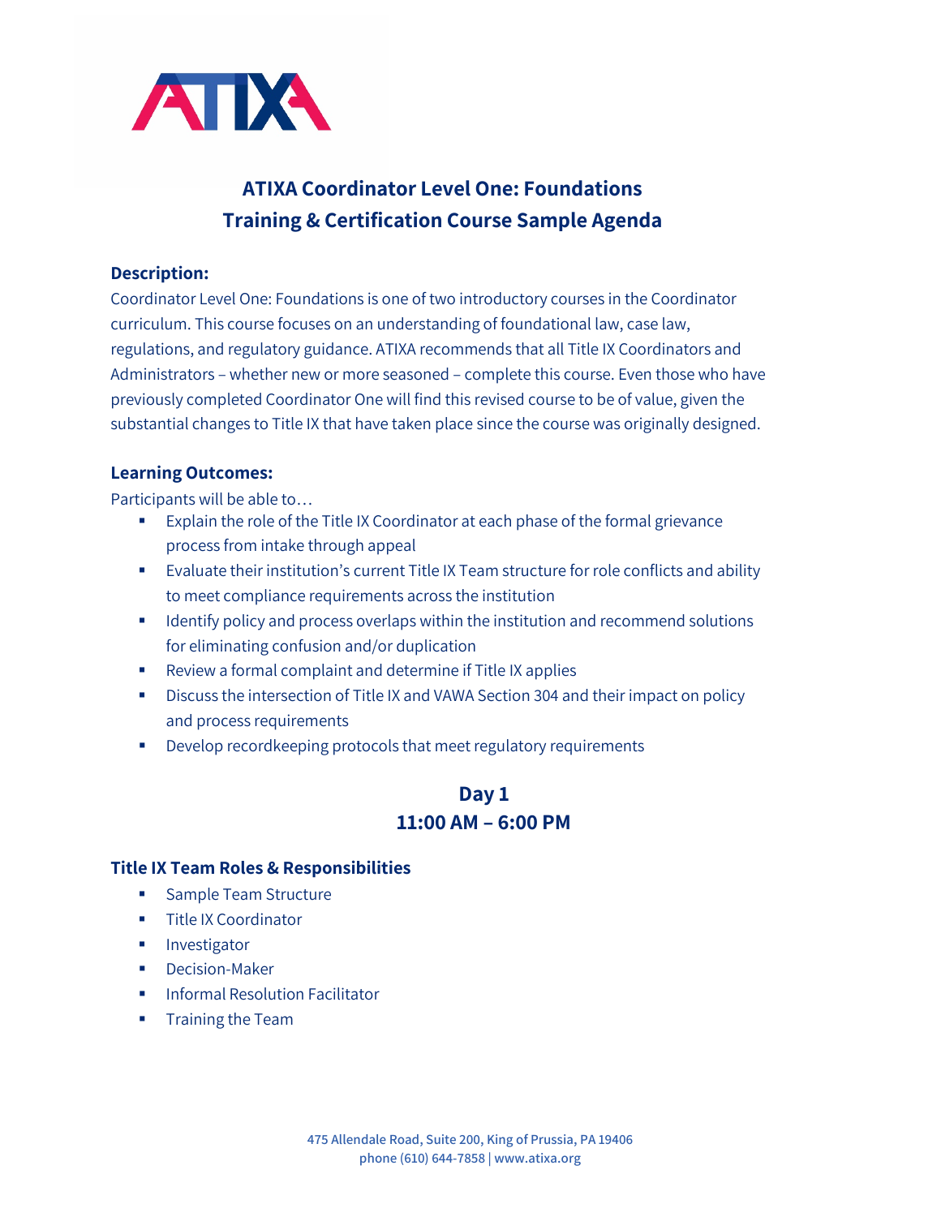# ATIXA Coordinator Level One: Foundations
# Training & Certification Course Sample Agenda

### Description:

Coordinator Level One: Foundations is one of two introductory courses in the Coordinator curriculum. This course focuses on an understanding of foundational law, case law, regulations, and regulatory guidance. ATIXA recommends that all Title IX Coordinators and Administrators – whether new or more seasoned – complete this course. Even those who have previously completed Coordinator One will find this revised course to be of value, given the substantial changes to Title IX that have taken place since the course was originally designed.

### Learning Outcomes:

Participants will be able to…

- Explain the role of the Title IX Coordinator at each phase of the formal grievance process from intake through appeal
- Evaluate their institution's current Title IX Team structure for role conflicts and ability to meet compliance requirements across the institution
- Identify policy and process overlaps within the institution and recommend solutions for eliminating confusion and/or duplication
- Review a formal complaint and determine if Title IX applies
- Discuss the intersection of Title IX and VAWA Section 304 and their impact on policy and process requirements
- Develop recordkeeping protocols that meet regulatory requirements

## Day 1
## 11:00 AM – 6:00 PM

### Title IX Team Roles & Responsibilities

- Sample Team Structure
- Title IX Coordinator
- Investigator
- Decision-Maker
- Informal Resolution Facilitator
- Training the Team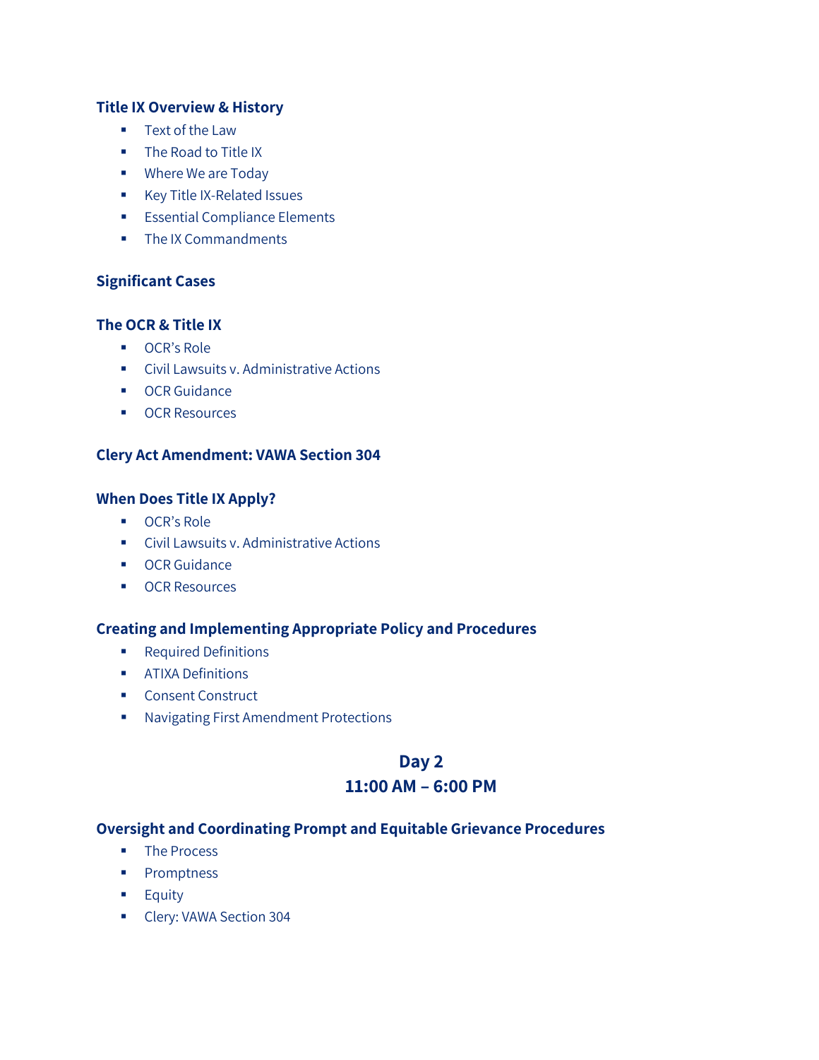### Title IX Overview & History

- Text of the Law
- The Road to Title IX
- Where We are Today
- Key Title IX-Related Issues
- Essential Compliance Elements
- The IX Commandments

### Significant Cases

### The OCR & Title IX

- OCR's Role
- Civil Lawsuits v. Administrative Actions
- OCR Guidance
- OCR Resources

### Clery Act Amendment: VAWA Section 304

### When Does Title IX Apply?

- OCR's Role
- Civil Lawsuits v. Administrative Actions
- OCR Guidance
- OCR Resources

### Creating and Implementing Appropriate Policy and Procedures

- Required Definitions
- ATIXA Definitions
- Consent Construct
- Navigating First Amendment Protections

## Day 2
## 11:00 AM – 6:00 PM

### Oversight and Coordinating Prompt and Equitable Grievance Procedures

- The Process
- Promptness
- Equity
- Clery: VAWA Section 304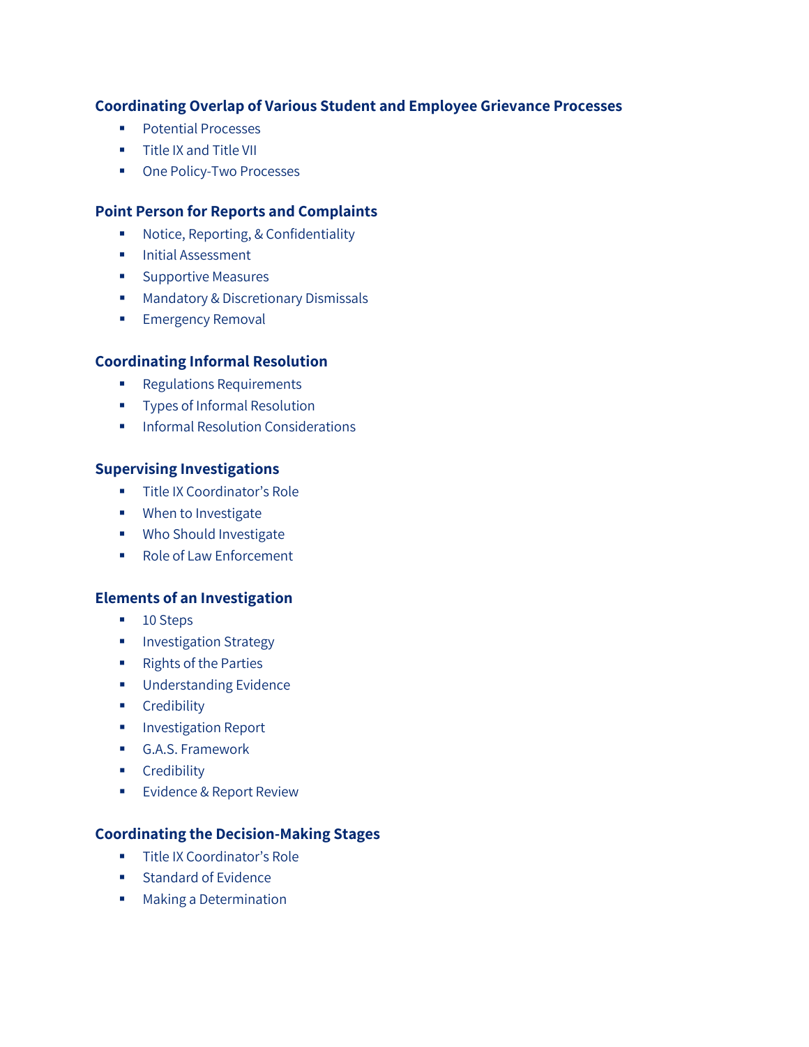**Coordinating Overlap of Various Student and Employee Grievance Processes**

- Potential Processes
- Title IX and Title VII
- One Policy-Two Processes

**Point Person for Reports and Complaints**

- Notice, Reporting, & Confidentiality
- Initial Assessment
- Supportive Measures
- Mandatory & Discretionary Dismissals
- Emergency Removal

**Coordinating Informal Resolution**

- Regulations Requirements
- Types of Informal Resolution
- Informal Resolution Considerations

**Supervising Investigations**

- Title IX Coordinator's Role
- When to Investigate
- Who Should Investigate
- Role of Law Enforcement

**Elements of an Investigation**

- 10 Steps
- Investigation Strategy
- Rights of the Parties
- Understanding Evidence
- Credibility
- Investigation Report
- G.A.S. Framework
- Credibility
- Evidence & Report Review

**Coordinating the Decision-Making Stages**

- Title IX Coordinator's Role
- Standard of Evidence
- Making a Determination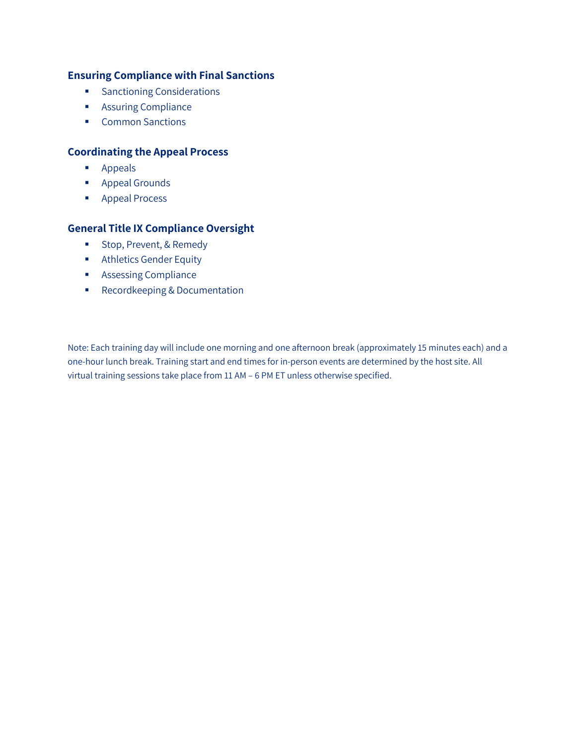### Ensuring Compliance with Final Sanctions

- Sanctioning Considerations
- Assuring Compliance
- Common Sanctions

### Coordinating the Appeal Process

- Appeals
- Appeal Grounds
- Appeal Process

### General Title IX Compliance Oversight

- Stop, Prevent, & Remedy
- Athletics Gender Equity
- Assessing Compliance
- Recordkeeping & Documentation

Note: Each training day will include one morning and one afternoon break (approximately 15 minutes each) and a one-hour lunch break. Training start and end times for in-person events are determined by the host site. All virtual training sessions take place from 11 AM – 6 PM ET unless otherwise specified.